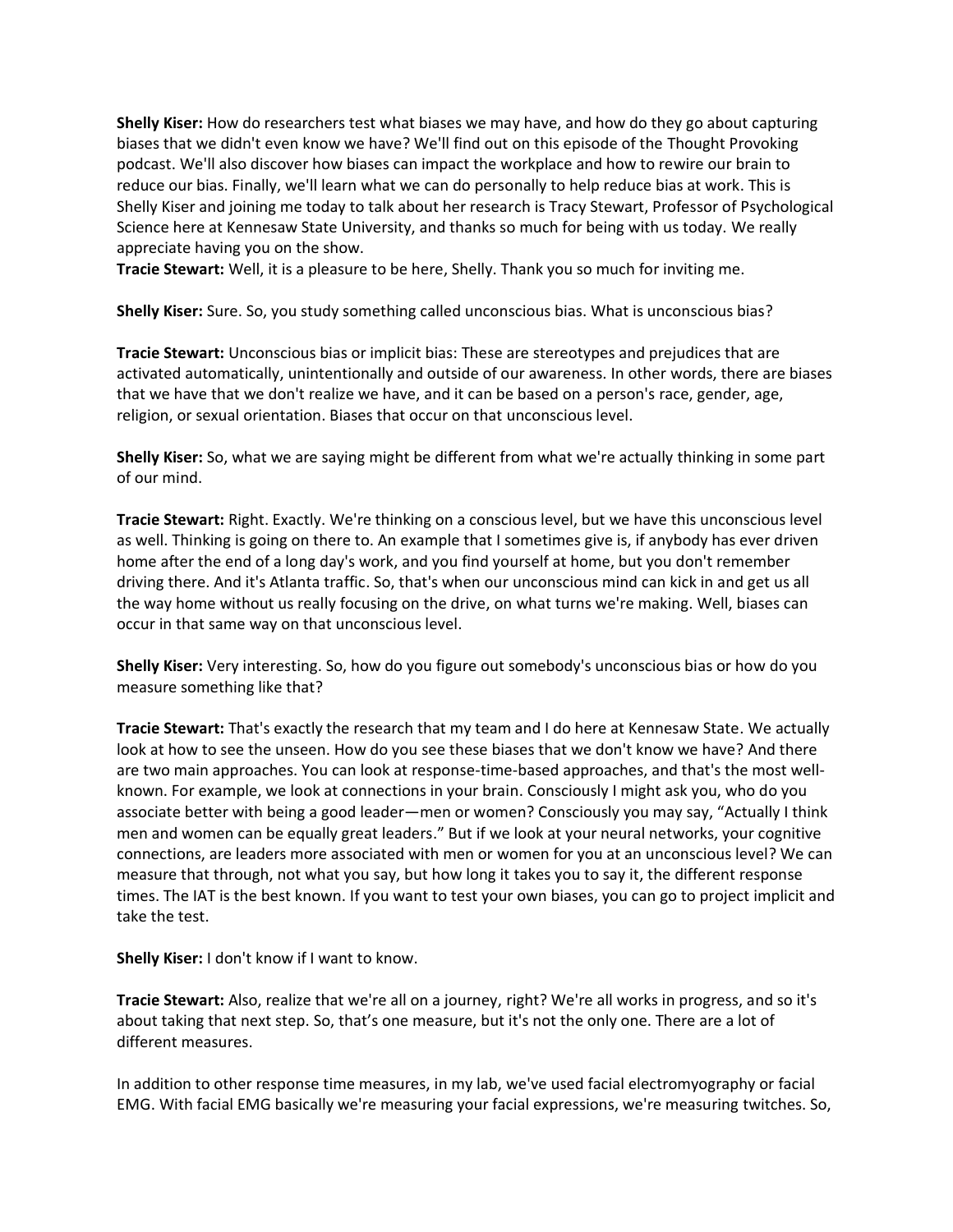**Shelly Kiser:** How do researchers test what biases we may have, and how do they go about capturing biases that we didn't even know we have? We'll find out on this episode of the Thought Provoking podcast. We'll also discover how biases can impact the workplace and how to rewire our brain to reduce our bias. Finally, we'll learn what we can do personally to help reduce bias at work. This is Shelly Kiser and joining me today to talk about her research is Tracy Stewart, Professor of Psychological Science here at Kennesaw State University, and thanks so much for being with us today. We really appreciate having you on the show.

**Tracie Stewart:** Well, it is a pleasure to be here, Shelly. Thank you so much for inviting me.

**Shelly Kiser:** Sure. So, you study something called unconscious bias. What is unconscious bias?

**Tracie Stewart:** Unconscious bias or implicit bias: These are stereotypes and prejudices that are activated automatically, unintentionally and outside of our awareness. In other words, there are biases that we have that we don't realize we have, and it can be based on a person's race, gender, age, religion, or sexual orientation. Biases that occur on that unconscious level.

**Shelly Kiser:** So, what we are saying might be different from what we're actually thinking in some part of our mind.

**Tracie Stewart:** Right. Exactly. We're thinking on a conscious level, but we have this unconscious level as well. Thinking is going on there to. An example that I sometimes give is, if anybody has ever driven home after the end of a long day's work, and you find yourself at home, but you don't remember driving there. And it's Atlanta traffic. So, that's when our unconscious mind can kick in and get us all the way home without us really focusing on the drive, on what turns we're making. Well, biases can occur in that same way on that unconscious level.

**Shelly Kiser:** Very interesting. So, how do you figure out somebody's unconscious bias or how do you measure something like that?

**Tracie Stewart:** That's exactly the research that my team and I do here at Kennesaw State. We actually look at how to see the unseen. How do you see these biases that we don't know we have? And there are two main approaches. You can look at response-time-based approaches, and that's the most well-known. For example, we look at connections in your brain. Consciously I might ask you, who do you associate better with being a good leader—men or women? Consciously you may say, "Actually I think men and women can be equally great leaders." But if we look at your neural networks, your cognitive connections, are leaders more associated with men or women for you at an unconscious level? We can measure that through, not what you say, but how long it takes you to say it, the different response times. The IAT is the best known. If you want to test your own biases, you can go to project implicit and take the test.

**Shelly Kiser:** I don't know if I want to know.

**Tracie Stewart:** Also, realize that we're all on a journey, right? We're all works in progress, and so it's about taking that next step. So, that's one measure, but it's not the only one. There are a lot of different measures.

In addition to other response time measures, in my lab, we've used facial electromyography or facial EMG. With facial EMG basically we're measuring your facial expressions, we're measuring twitches. So,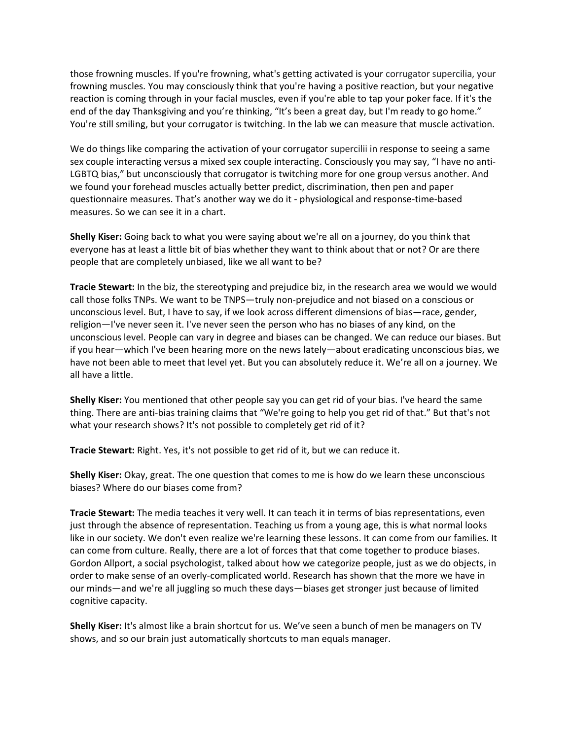those frowning muscles. If you're frowning, what's getting activated is your corrugator supercilia, your frowning muscles. You may consciously think that you're having a positive reaction, but your negative reaction is coming through in your facial muscles, even if you're able to tap your poker face. If it's the end of the day Thanksgiving and you're thinking, "It's been a great day, but I'm ready to go home." You're still smiling, but your corrugator is twitching. In the lab we can measure that muscle activation.

We do things like comparing the activation of your corrugator supercilii in response to seeing a same sex couple interacting versus a mixed sex couple interacting. Consciously you may say, "I have no anti-LGBTQ bias," but unconsciously that corrugator is twitching more for one group versus another. And we found your forehead muscles actually better predict, discrimination, then pen and paper questionnaire measures. That's another way we do it - physiological and response-time-based measures. So we can see it in a chart.

**Shelly Kiser:** Going back to what you were saying about we're all on a journey, do you think that everyone has at least a little bit of bias whether they want to think about that or not? Or are there people that are completely unbiased, like we all want to be?

**Tracie Stewart:** In the biz, the stereotyping and prejudice biz, in the research area we would we would call those folks TNPs. We want to be TNPS—truly non-prejudice and not biased on a conscious or unconscious level. But, I have to say, if we look across different dimensions of bias—race, gender, religion—I've never seen it. I've never seen the person who has no biases of any kind, on the unconscious level. People can vary in degree and biases can be changed. We can reduce our biases. But if you hear—which I've been hearing more on the news lately—about eradicating unconscious bias, we have not been able to meet that level yet. But you can absolutely reduce it. We're all on a journey. We all have a little.

**Shelly Kiser:** You mentioned that other people say you can get rid of your bias. I've heard the same thing. There are anti-bias training claims that "We're going to help you get rid of that." But that's not what your research shows? It's not possible to completely get rid of it?

**Tracie Stewart:** Right. Yes, it's not possible to get rid of it, but we can reduce it.

**Shelly Kiser:** Okay, great. The one question that comes to me is how do we learn these unconscious biases? Where do our biases come from?

**Tracie Stewart:** The media teaches it very well. It can teach it in terms of bias representations, even just through the absence of representation. Teaching us from a young age, this is what normal looks like in our society. We don't even realize we're learning these lessons. It can come from our families. It can come from culture. Really, there are a lot of forces that that come together to produce biases. Gordon Allport, a social psychologist, talked about how we categorize people, just as we do objects, in order to make sense of an overly-complicated world. Research has shown that the more we have in our minds—and we're all juggling so much these days—biases get stronger just because of limited cognitive capacity.

**Shelly Kiser:** It's almost like a brain shortcut for us. We've seen a bunch of men be managers on TV shows, and so our brain just automatically shortcuts to man equals manager.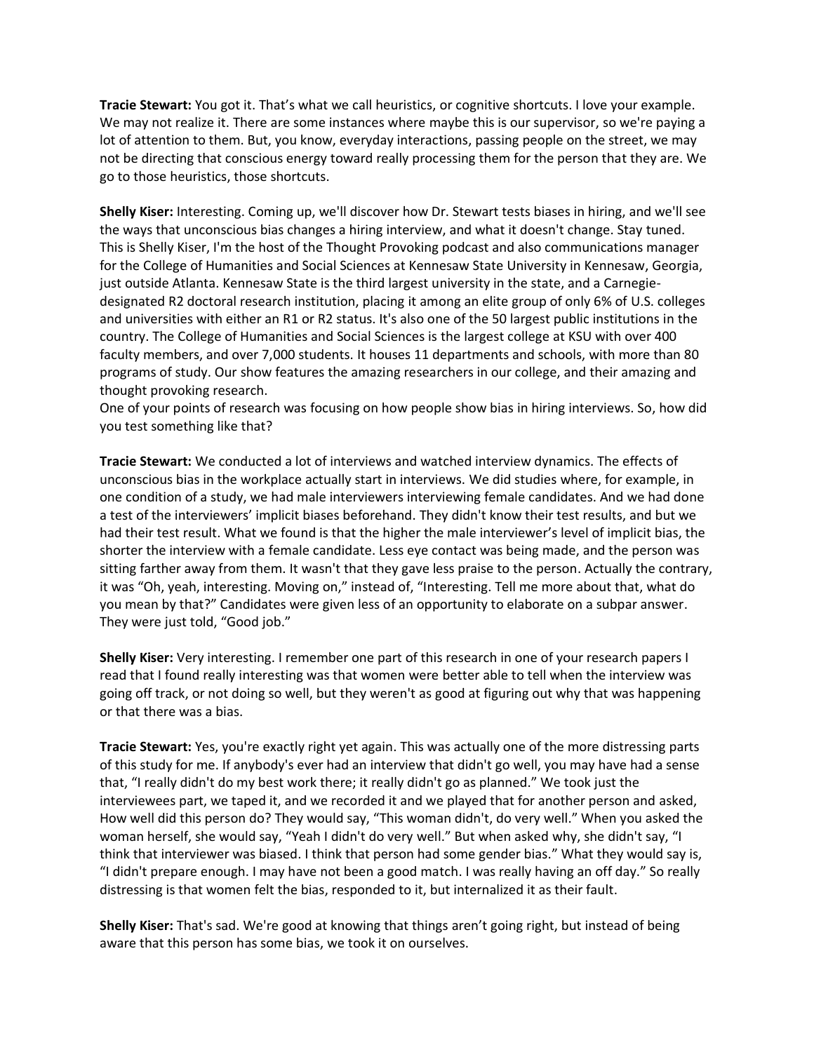**Tracie Stewart:** You got it. That's what we call heuristics, or cognitive shortcuts. I love your example. We may not realize it. There are some instances where maybe this is our supervisor, so we're paying a lot of attention to them. But, you know, everyday interactions, passing people on the street, we may not be directing that conscious energy toward really processing them for the person that they are. We go to those heuristics, those shortcuts.

**Shelly Kiser:** Interesting. Coming up, we'll discover how Dr. Stewart tests biases in hiring, and we'll see the ways that unconscious bias changes a hiring interview, and what it doesn't change. Stay tuned. This is Shelly Kiser, I'm the host of the Thought Provoking podcast and also communications manager for the College of Humanities and Social Sciences at Kennesaw State University in Kennesaw, Georgia, just outside Atlanta. Kennesaw State is the third largest university in the state, and a Carnegie-designated R2 doctoral research institution, placing it among an elite group of only 6% of U.S. colleges and universities with either an R1 or R2 status. It's also one of the 50 largest public institutions in the country. The College of Humanities and Social Sciences is the largest college at KSU with over 400 faculty members, and over 7,000 students. It houses 11 departments and schools, with more than 80 programs of study. Our show features the amazing researchers in our college, and their amazing and thought provoking research.
One of your points of research was focusing on how people show bias in hiring interviews. So, how did you test something like that?

**Tracie Stewart:** We conducted a lot of interviews and watched interview dynamics. The effects of unconscious bias in the workplace actually start in interviews. We did studies where, for example, in one condition of a study, we had male interviewers interviewing female candidates. And we had done a test of the interviewers' implicit biases beforehand. They didn't know their test results, and but we had their test result. What we found is that the higher the male interviewer's level of implicit bias, the shorter the interview with a female candidate. Less eye contact was being made, and the person was sitting farther away from them. It wasn't that they gave less praise to the person. Actually the contrary, it was "Oh, yeah, interesting. Moving on," instead of, "Interesting. Tell me more about that, what do you mean by that?" Candidates were given less of an opportunity to elaborate on a subpar answer. They were just told, "Good job."

**Shelly Kiser:** Very interesting. I remember one part of this research in one of your research papers I read that I found really interesting was that women were better able to tell when the interview was going off track, or not doing so well, but they weren't as good at figuring out why that was happening or that there was a bias.

**Tracie Stewart:** Yes, you're exactly right yet again. This was actually one of the more distressing parts of this study for me. If anybody's ever had an interview that didn't go well, you may have had a sense that, "I really didn't do my best work there; it really didn't go as planned." We took just the interviewees part, we taped it, and we recorded it and we played that for another person and asked, How well did this person do? They would say, "This woman didn't, do very well." When you asked the woman herself, she would say, "Yeah I didn't do very well." But when asked why, she didn't say, "I think that interviewer was biased. I think that person had some gender bias." What they would say is, "I didn't prepare enough. I may have not been a good match. I was really having an off day." So really distressing is that women felt the bias, responded to it, but internalized it as their fault.

**Shelly Kiser:** That's sad. We're good at knowing that things aren't going right, but instead of being aware that this person has some bias, we took it on ourselves.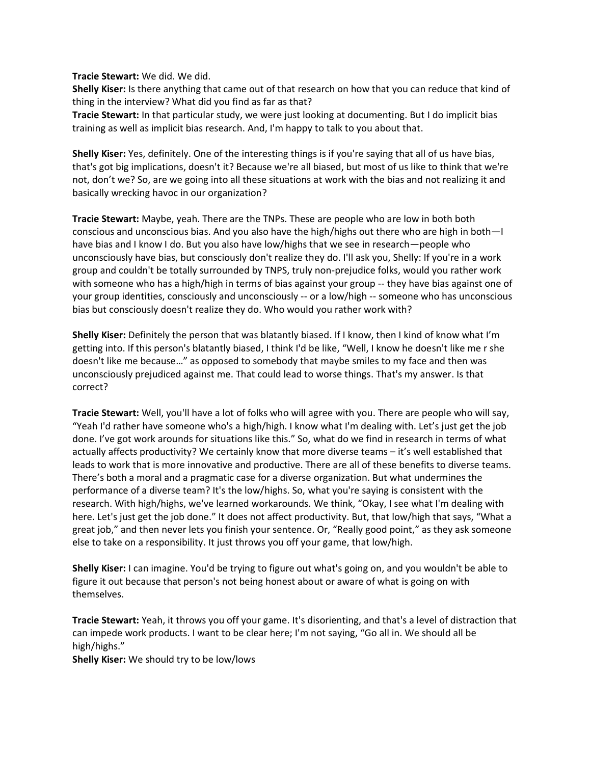**Tracie Stewart:** We did. We did.
**Shelly Kiser:** Is there anything that came out of that research on how that you can reduce that kind of thing in the interview? What did you find as far as that?
**Tracie Stewart:** In that particular study, we were just looking at documenting. But I do implicit bias training as well as implicit bias research. And, I'm happy to talk to you about that.

**Shelly Kiser:** Yes, definitely. One of the interesting things is if you're saying that all of us have bias, that's got big implications, doesn't it? Because we're all biased, but most of us like to think that we're not, don't we? So, are we going into all these situations at work with the bias and not realizing it and basically wrecking havoc in our organization?

**Tracie Stewart:** Maybe, yeah. There are the TNPs. These are people who are low in both both conscious and unconscious bias. And you also have the high/highs out there who are high in both—I have bias and I know I do. But you also have low/highs that we see in research—people who unconsciously have bias, but consciously don't realize they do. I'll ask you, Shelly: If you're in a work group and couldn't be totally surrounded by TNPS, truly non-prejudice folks, would you rather work with someone who has a high/high in terms of bias against your group -- they have bias against one of your group identities, consciously and unconsciously -- or a low/high -- someone who has unconscious bias but consciously doesn't realize they do. Who would you rather work with?

**Shelly Kiser:** Definitely the person that was blatantly biased. If I know, then I kind of know what I'm getting into. If this person's blatantly biased, I think I'd be like, "Well, I know he doesn't like me r she doesn't like me because…" as opposed to somebody that maybe smiles to my face and then was unconsciously prejudiced against me. That could lead to worse things. That's my answer. Is that correct?

**Tracie Stewart:** Well, you'll have a lot of folks who will agree with you. There are people who will say, "Yeah I'd rather have someone who's a high/high. I know what I'm dealing with. Let's just get the job done. I've got work arounds for situations like this." So, what do we find in research in terms of what actually affects productivity? We certainly know that more diverse teams – it's well established that leads to work that is more innovative and productive. There are all of these benefits to diverse teams. There's both a moral and a pragmatic case for a diverse organization. But what undermines the performance of a diverse team? It's the low/highs. So, what you're saying is consistent with the research. With high/highs, we've learned workarounds. We think, "Okay, I see what I'm dealing with here. Let's just get the job done." It does not affect productivity. But, that low/high that says, "What a great job," and then never lets you finish your sentence. Or, "Really good point," as they ask someone else to take on a responsibility. It just throws you off your game, that low/high.

**Shelly Kiser:** I can imagine. You'd be trying to figure out what's going on, and you wouldn't be able to figure it out because that person's not being honest about or aware of what is going on with themselves.

**Tracie Stewart:** Yeah, it throws you off your game. It's disorienting, and that's a level of distraction that can impede work products. I want to be clear here; I'm not saying, "Go all in. We should all be high/highs."
**Shelly Kiser:** We should try to be low/lows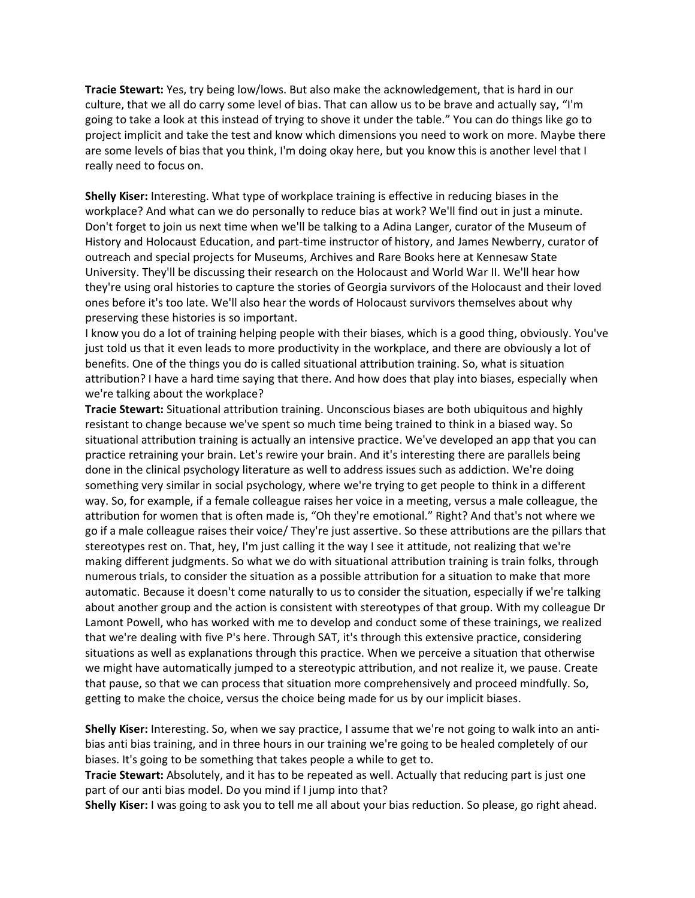**Tracie Stewart:** Yes, try being low/lows. But also make the acknowledgement, that is hard in our culture, that we all do carry some level of bias. That can allow us to be brave and actually say, "I'm going to take a look at this instead of trying to shove it under the table." You can do things like go to project implicit and take the test and know which dimensions you need to work on more. Maybe there are some levels of bias that you think, I'm doing okay here, but you know this is another level that I really need to focus on.

**Shelly Kiser:** Interesting. What type of workplace training is effective in reducing biases in the workplace? And what can we do personally to reduce bias at work? We'll find out in just a minute. Don't forget to join us next time when we'll be talking to a Adina Langer, curator of the Museum of History and Holocaust Education, and part-time instructor of history, and James Newberry, curator of outreach and special projects for Museums, Archives and Rare Books here at Kennesaw State University. They'll be discussing their research on the Holocaust and World War II. We'll hear how they're using oral histories to capture the stories of Georgia survivors of the Holocaust and their loved ones before it's too late. We'll also hear the words of Holocaust survivors themselves about why preserving these histories is so important.

I know you do a lot of training helping people with their biases, which is a good thing, obviously. You've just told us that it even leads to more productivity in the workplace, and there are obviously a lot of benefits. One of the things you do is called situational attribution training. So, what is situation attribution? I have a hard time saying that there. And how does that play into biases, especially when we're talking about the workplace?

**Tracie Stewart:** Situational attribution training. Unconscious biases are both ubiquitous and highly resistant to change because we've spent so much time being trained to think in a biased way. So situational attribution training is actually an intensive practice. We've developed an app that you can practice retraining your brain. Let's rewire your brain. And it's interesting there are parallels being done in the clinical psychology literature as well to address issues such as addiction. We're doing something very similar in social psychology, where we're trying to get people to think in a different way. So, for example, if a female colleague raises her voice in a meeting, versus a male colleague, the attribution for women that is often made is, "Oh they're emotional." Right? And that's not where we go if a male colleague raises their voice/ They're just assertive. So these attributions are the pillars that stereotypes rest on. That, hey, I'm just calling it the way I see it attitude, not realizing that we're making different judgments. So what we do with situational attribution training is train folks, through numerous trials, to consider the situation as a possible attribution for a situation to make that more automatic. Because it doesn't come naturally to us to consider the situation, especially if we're talking about another group and the action is consistent with stereotypes of that group. With my colleague Dr Lamont Powell, who has worked with me to develop and conduct some of these trainings, we realized that we're dealing with five P's here. Through SAT, it's through this extensive practice, considering situations as well as explanations through this practice. When we perceive a situation that otherwise we might have automatically jumped to a stereotypic attribution, and not realize it, we pause. Create that pause, so that we can process that situation more comprehensively and proceed mindfully. So, getting to make the choice, versus the choice being made for us by our implicit biases.

**Shelly Kiser:** Interesting. So, when we say practice, I assume that we're not going to walk into an anti-bias anti bias training, and in three hours in our training we're going to be healed completely of our biases. It's going to be something that takes people a while to get to.

**Tracie Stewart:** Absolutely, and it has to be repeated as well. Actually that reducing part is just one part of our anti bias model. Do you mind if I jump into that?

**Shelly Kiser:** I was going to ask you to tell me all about your bias reduction. So please, go right ahead.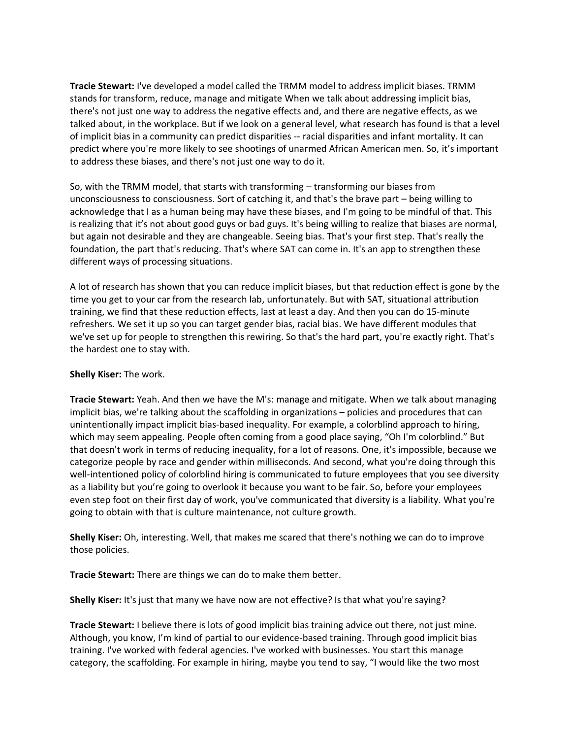**Tracie Stewart:** I've developed a model called the TRMM model to address implicit biases. TRMM stands for transform, reduce, manage and mitigate When we talk about addressing implicit bias, there's not just one way to address the negative effects and, and there are negative effects, as we talked about, in the workplace. But if we look on a general level, what research has found is that a level of implicit bias in a community can predict disparities -- racial disparities and infant mortality. It can predict where you're more likely to see shootings of unarmed African American men. So, it's important to address these biases, and there's not just one way to do it.

So, with the TRMM model, that starts with transforming – transforming our biases from unconsciousness to consciousness. Sort of catching it, and that's the brave part – being willing to acknowledge that I as a human being may have these biases, and I'm going to be mindful of that. This is realizing that it's not about good guys or bad guys. It's being willing to realize that biases are normal, but again not desirable and they are changeable. Seeing bias. That's your first step. That's really the foundation, the part that's reducing. That's where SAT can come in. It's an app to strengthen these different ways of processing situations.

A lot of research has shown that you can reduce implicit biases, but that reduction effect is gone by the time you get to your car from the research lab, unfortunately. But with SAT, situational attribution training, we find that these reduction effects, last at least a day. And then you can do 15-minute refreshers. We set it up so you can target gender bias, racial bias. We have different modules that we've set up for people to strengthen this rewiring. So that's the hard part, you're exactly right. That's the hardest one to stay with.

**Shelly Kiser:** The work.

**Tracie Stewart:** Yeah. And then we have the M's: manage and mitigate. When we talk about managing implicit bias, we're talking about the scaffolding in organizations – policies and procedures that can unintentionally impact implicit bias-based inequality. For example, a colorblind approach to hiring, which may seem appealing. People often coming from a good place saying, "Oh I'm colorblind." But that doesn't work in terms of reducing inequality, for a lot of reasons. One, it's impossible, because we categorize people by race and gender within milliseconds. And second, what you're doing through this well-intentioned policy of colorblind hiring is communicated to future employees that you see diversity as a liability but you're going to overlook it because you want to be fair. So, before your employees even step foot on their first day of work, you've communicated that diversity is a liability. What you're going to obtain with that is culture maintenance, not culture growth.

**Shelly Kiser:** Oh, interesting. Well, that makes me scared that there's nothing we can do to improve those policies.

**Tracie Stewart:** There are things we can do to make them better.

**Shelly Kiser:** It's just that many we have now are not effective? Is that what you're saying?

**Tracie Stewart:** I believe there is lots of good implicit bias training advice out there, not just mine. Although, you know, I'm kind of partial to our evidence-based training. Through good implicit bias training. I've worked with federal agencies. I've worked with businesses. You start this manage category, the scaffolding. For example in hiring, maybe you tend to say, "I would like the two most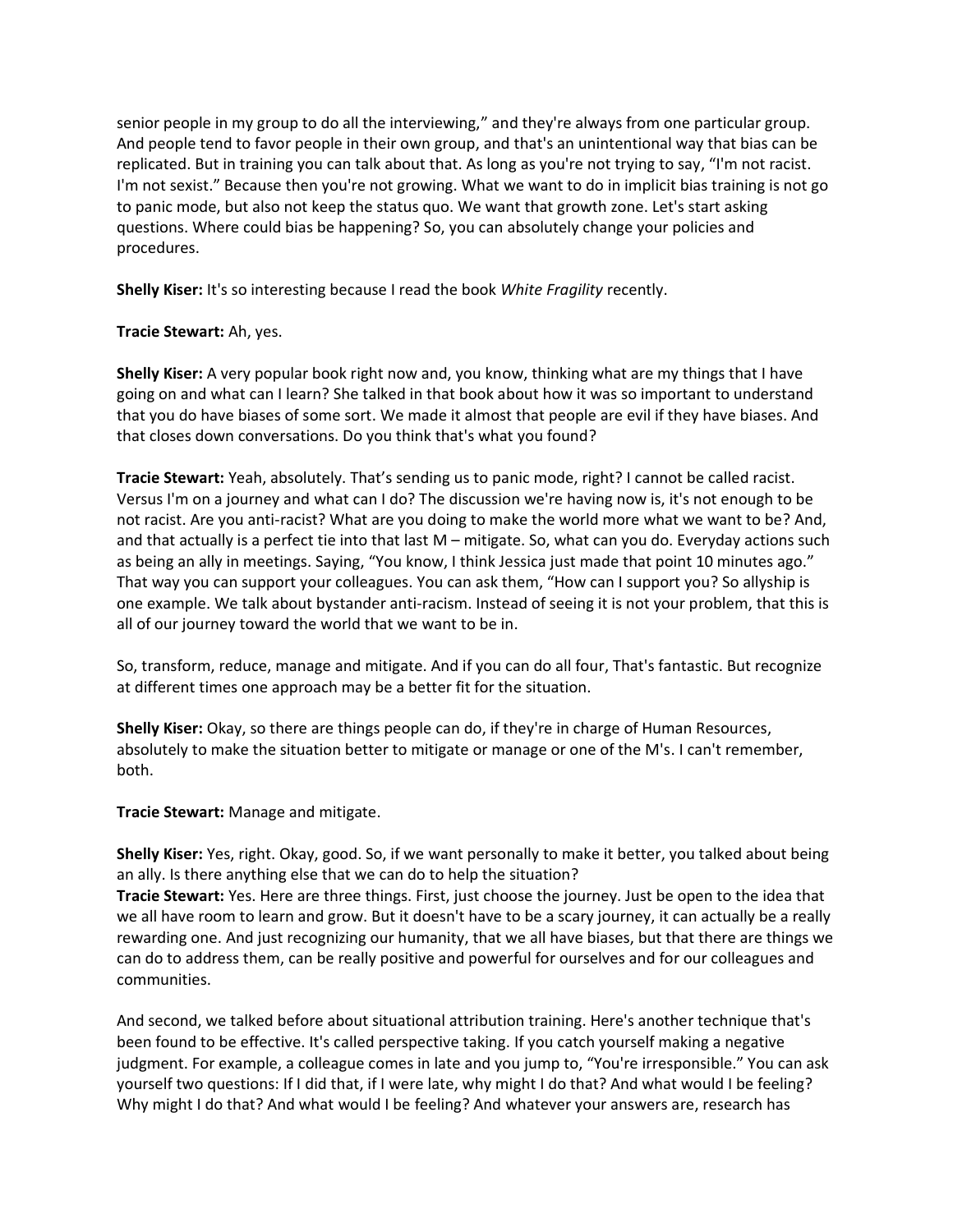senior people in my group to do all the interviewing," and they're always from one particular group. And people tend to favor people in their own group, and that's an unintentional way that bias can be replicated. But in training you can talk about that. As long as you're not trying to say, "I'm not racist. I'm not sexist." Because then you're not growing. What we want to do in implicit bias training is not go to panic mode, but also not keep the status quo. We want that growth zone. Let's start asking questions. Where could bias be happening? So, you can absolutely change your policies and procedures.

**Shelly Kiser:** It's so interesting because I read the book *White Fragility* recently.

**Tracie Stewart:** Ah, yes.

**Shelly Kiser:** A very popular book right now and, you know, thinking what are my things that I have going on and what can I learn? She talked in that book about how it was so important to understand that you do have biases of some sort. We made it almost that people are evil if they have biases. And that closes down conversations. Do you think that's what you found?

**Tracie Stewart:** Yeah, absolutely. That's sending us to panic mode, right? I cannot be called racist. Versus I'm on a journey and what can I do? The discussion we're having now is, it's not enough to be not racist. Are you anti-racist? What are you doing to make the world more what we want to be? And, and that actually is a perfect tie into that last M – mitigate. So, what can you do. Everyday actions such as being an ally in meetings. Saying, "You know, I think Jessica just made that point 10 minutes ago." That way you can support your colleagues. You can ask them, "How can I support you? So allyship is one example. We talk about bystander anti-racism. Instead of seeing it is not your problem, that this is all of our journey toward the world that we want to be in.

So, transform, reduce, manage and mitigate. And if you can do all four, That's fantastic. But recognize at different times one approach may be a better fit for the situation.

**Shelly Kiser:** Okay, so there are things people can do, if they're in charge of Human Resources, absolutely to make the situation better to mitigate or manage or one of the M's. I can't remember, both.

**Tracie Stewart:** Manage and mitigate.

**Shelly Kiser:** Yes, right. Okay, good. So, if we want personally to make it better, you talked about being an ally. Is there anything else that we can do to help the situation?

**Tracie Stewart:** Yes. Here are three things. First, just choose the journey. Just be open to the idea that we all have room to learn and grow. But it doesn't have to be a scary journey, it can actually be a really rewarding one. And just recognizing our humanity, that we all have biases, but that there are things we can do to address them, can be really positive and powerful for ourselves and for our colleagues and communities.

And second, we talked before about situational attribution training. Here's another technique that's been found to be effective. It's called perspective taking. If you catch yourself making a negative judgment. For example, a colleague comes in late and you jump to, "You're irresponsible." You can ask yourself two questions: If I did that, if I were late, why might I do that? And what would I be feeling? Why might I do that? And what would I be feeling? And whatever your answers are, research has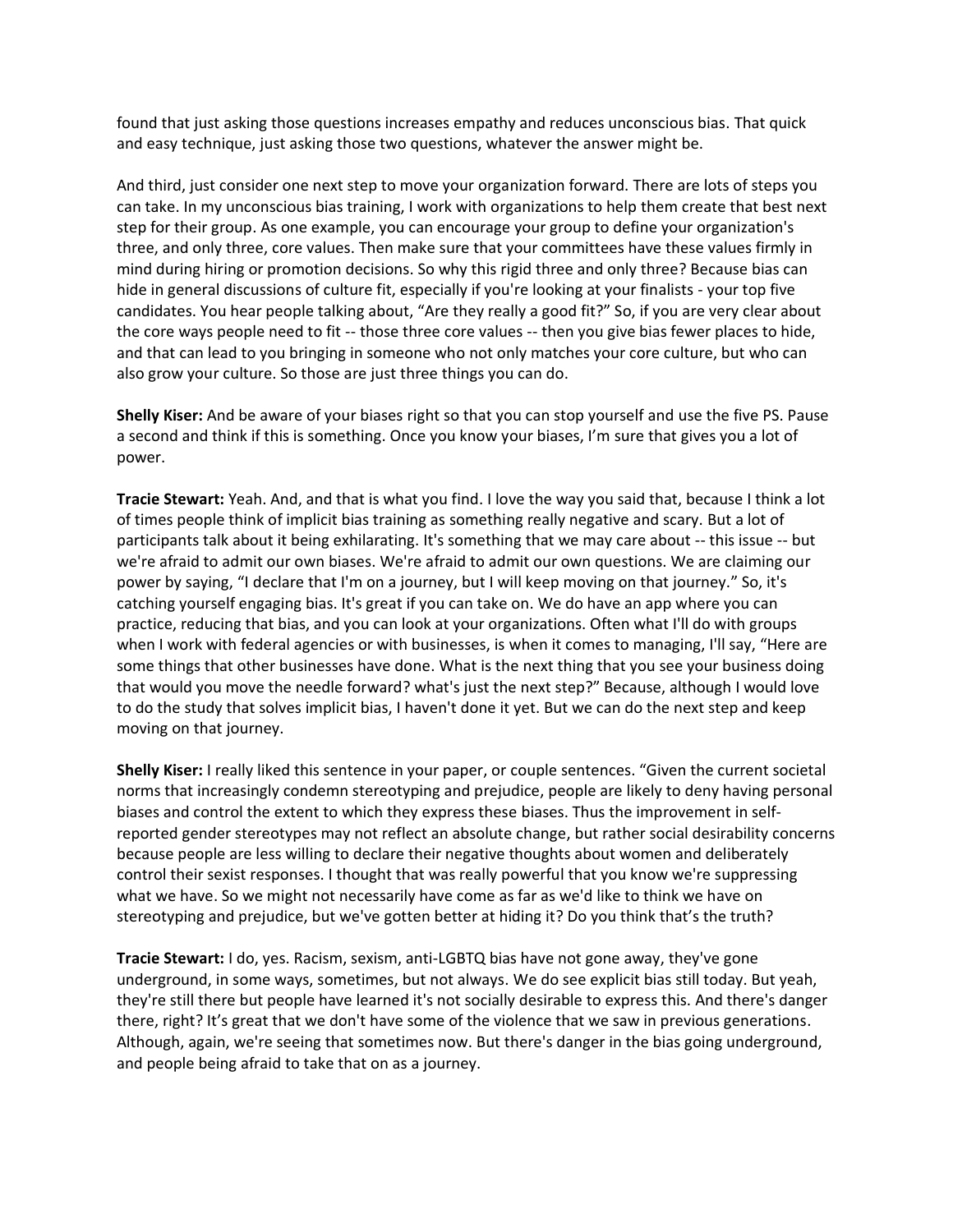found that just asking those questions increases empathy and reduces unconscious bias. That quick and easy technique, just asking those two questions, whatever the answer might be.

And third, just consider one next step to move your organization forward. There are lots of steps you can take. In my unconscious bias training, I work with organizations to help them create that best next step for their group. As one example, you can encourage your group to define your organization's three, and only three, core values. Then make sure that your committees have these values firmly in mind during hiring or promotion decisions. So why this rigid three and only three? Because bias can hide in general discussions of culture fit, especially if you're looking at your finalists - your top five candidates. You hear people talking about, "Are they really a good fit?" So, if you are very clear about the core ways people need to fit -- those three core values -- then you give bias fewer places to hide, and that can lead to you bringing in someone who not only matches your core culture, but who can also grow your culture. So those are just three things you can do.

**Shelly Kiser:** And be aware of your biases right so that you can stop yourself and use the five PS. Pause a second and think if this is something. Once you know your biases, I'm sure that gives you a lot of power.

**Tracie Stewart:** Yeah. And, and that is what you find. I love the way you said that, because I think a lot of times people think of implicit bias training as something really negative and scary. But a lot of participants talk about it being exhilarating. It's something that we may care about -- this issue -- but we're afraid to admit our own biases. We're afraid to admit our own questions. We are claiming our power by saying, "I declare that I'm on a journey, but I will keep moving on that journey." So, it's catching yourself engaging bias. It's great if you can take on. We do have an app where you can practice, reducing that bias, and you can look at your organizations. Often what I'll do with groups when I work with federal agencies or with businesses, is when it comes to managing, I'll say, "Here are some things that other businesses have done. What is the next thing that you see your business doing that would you move the needle forward? what's just the next step?" Because, although I would love to do the study that solves implicit bias, I haven't done it yet. But we can do the next step and keep moving on that journey.

**Shelly Kiser:** I really liked this sentence in your paper, or couple sentences. "Given the current societal norms that increasingly condemn stereotyping and prejudice, people are likely to deny having personal biases and control the extent to which they express these biases. Thus the improvement in self-reported gender stereotypes may not reflect an absolute change, but rather social desirability concerns because people are less willing to declare their negative thoughts about women and deliberately control their sexist responses. I thought that was really powerful that you know we're suppressing what we have. So we might not necessarily have come as far as we'd like to think we have on stereotyping and prejudice, but we've gotten better at hiding it? Do you think that's the truth?

**Tracie Stewart:** I do, yes. Racism, sexism, anti-LGBTQ bias have not gone away, they've gone underground, in some ways, sometimes, but not always. We do see explicit bias still today. But yeah, they're still there but people have learned it's not socially desirable to express this. And there's danger there, right? It's great that we don't have some of the violence that we saw in previous generations. Although, again, we're seeing that sometimes now. But there's danger in the bias going underground, and people being afraid to take that on as a journey.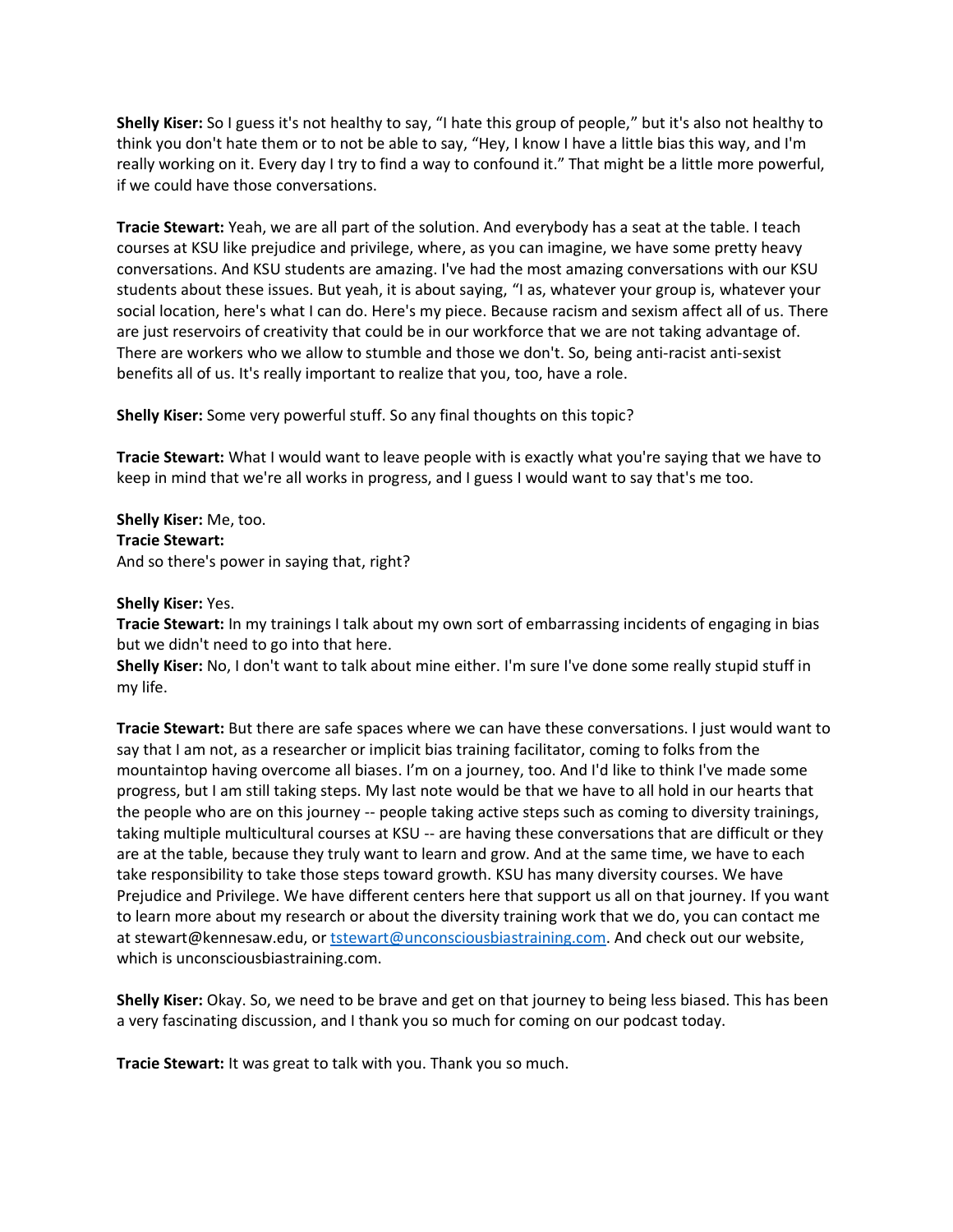**Shelly Kiser:** So I guess it's not healthy to say, "I hate this group of people," but it's also not healthy to think you don't hate them or to not be able to say, "Hey, I know I have a little bias this way, and I'm really working on it. Every day I try to find a way to confound it." That might be a little more powerful, if we could have those conversations.

**Tracie Stewart:** Yeah, we are all part of the solution. And everybody has a seat at the table. I teach courses at KSU like prejudice and privilege, where, as you can imagine, we have some pretty heavy conversations. And KSU students are amazing. I've had the most amazing conversations with our KSU students about these issues. But yeah, it is about saying, "I as, whatever your group is, whatever your social location, here's what I can do. Here's my piece. Because racism and sexism affect all of us. There are just reservoirs of creativity that could be in our workforce that we are not taking advantage of. There are workers who we allow to stumble and those we don't. So, being anti-racist anti-sexist benefits all of us. It's really important to realize that you, too, have a role.

**Shelly Kiser:** Some very powerful stuff. So any final thoughts on this topic?

**Tracie Stewart:** What I would want to leave people with is exactly what you're saying that we have to keep in mind that we're all works in progress, and I guess I would want to say that's me too.

**Shelly Kiser:** Me, too.
**Tracie Stewart:**
And so there's power in saying that, right?

**Shelly Kiser:** Yes.
**Tracie Stewart:** In my trainings I talk about my own sort of embarrassing incidents of engaging in bias but we didn't need to go into that here.
**Shelly Kiser:** No, I don't want to talk about mine either. I'm sure I've done some really stupid stuff in my life.

**Tracie Stewart:** But there are safe spaces where we can have these conversations. I just would want to say that I am not, as a researcher or implicit bias training facilitator, coming to folks from the mountaintop having overcome all biases. I'm on a journey, too. And I'd like to think I've made some progress, but I am still taking steps. My last note would be that we have to all hold in our hearts that the people who are on this journey -- people taking active steps such as coming to diversity trainings, taking multiple multicultural courses at KSU -- are having these conversations that are difficult or they are at the table, because they truly want to learn and grow. And at the same time, we have to each take responsibility to take those steps toward growth. KSU has many diversity courses. We have Prejudice and Privilege. We have different centers here that support us all on that journey. If you want to learn more about my research or about the diversity training work that we do, you can contact me at stewart@kennesaw.edu, or [tstewart@unconsciousbiastraining.com](mailto:tstewart@unconsciousbiastraining.com). And check out our website, which is unconsciousbiastraining.com.

**Shelly Kiser:** Okay. So, we need to be brave and get on that journey to being less biased. This has been a very fascinating discussion, and I thank you so much for coming on our podcast today.

**Tracie Stewart:** It was great to talk with you. Thank you so much.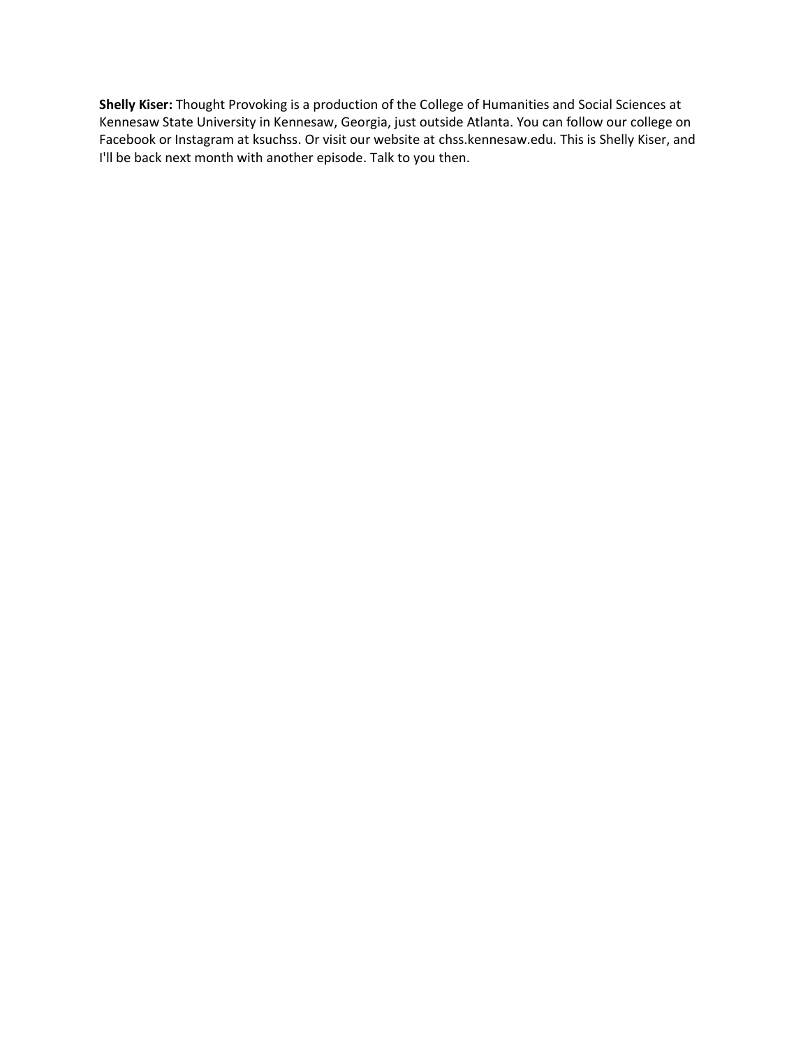**Shelly Kiser:** Thought Provoking is a production of the College of Humanities and Social Sciences at Kennesaw State University in Kennesaw, Georgia, just outside Atlanta. You can follow our college on Facebook or Instagram at ksuchss. Or visit our website at chss.kennesaw.edu. This is Shelly Kiser, and I'll be back next month with another episode. Talk to you then.